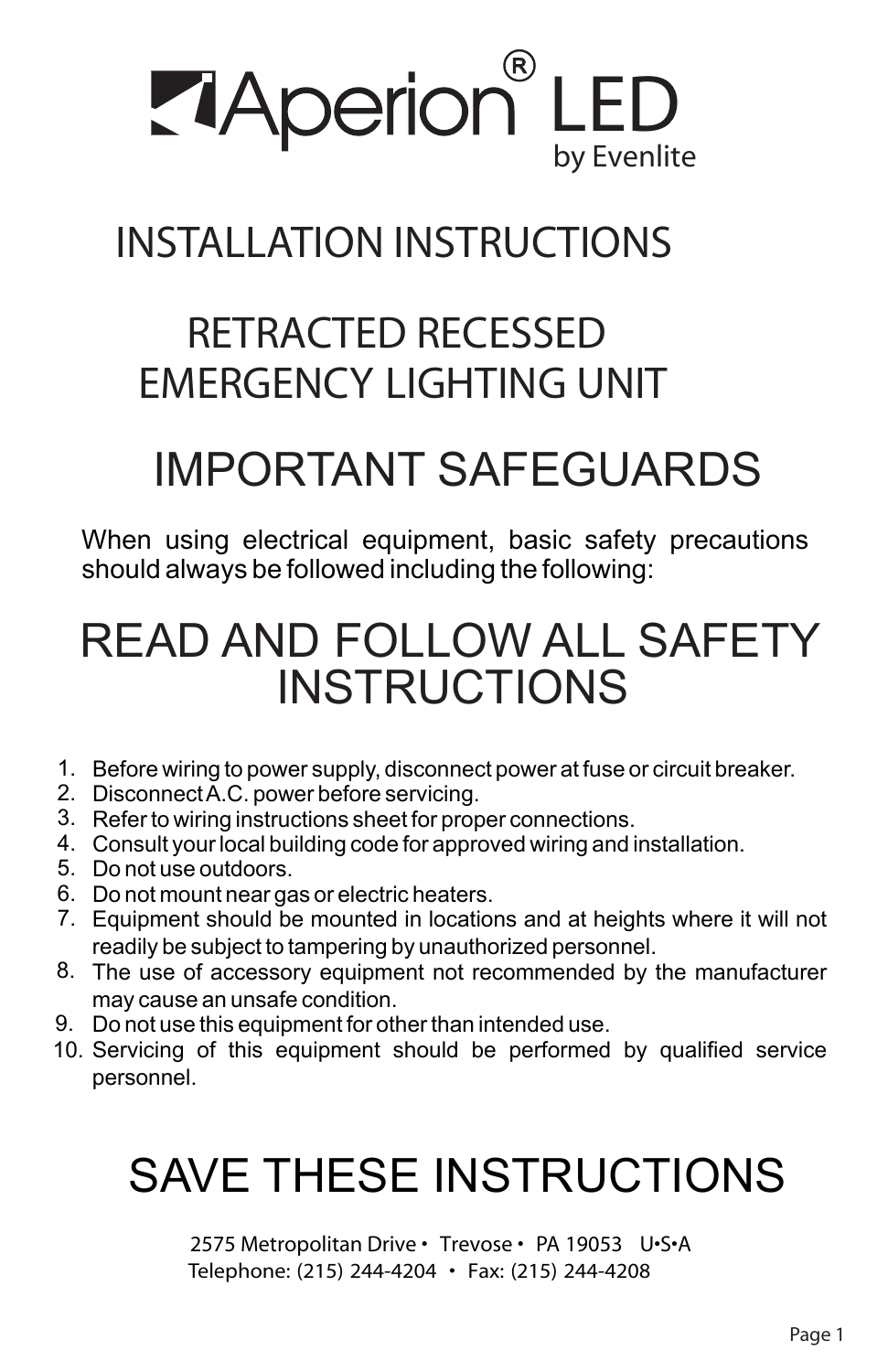# Aperion® LED

by Evenlite

## INSTALLATION INSTRUCTIONS

## RETRACTED RECESSED EMERGENCY LIGHTING UNIT

# IMPORTANT SAFEGUARDS

When using electrical equipment, basic safety precautions should always be followed including the following:

# READ AND FOLLOW ALL SAFETY INSTRUCTIONS

1. Before wiring to power supply, disconnect power at fuse or circuit breaker.
2. Disconnect A.C. power before servicing.
3. Refer to wiring instructions sheet for proper connections.
4. Consult your local building code for approved wiring and installation.
5. Do not use outdoors.
6. Do not mount near gas or electric heaters.
7. Equipment should be mounted in locations and at heights where it will not readily be subject to tampering by unauthorized personnel.
8. The use of accessory equipment not recommended by the manufacturer may cause an unsafe condition.
9. Do not use this equipment for other than intended use.
10. Servicing of this equipment should be performed by qualified service personnel.

# SAVE THESE INSTRUCTIONS

2575 Metropolitan Drive • Trevose • PA 19053 U•S•A
Telephone: (215) 244-4204 • Fax: (215) 244-4208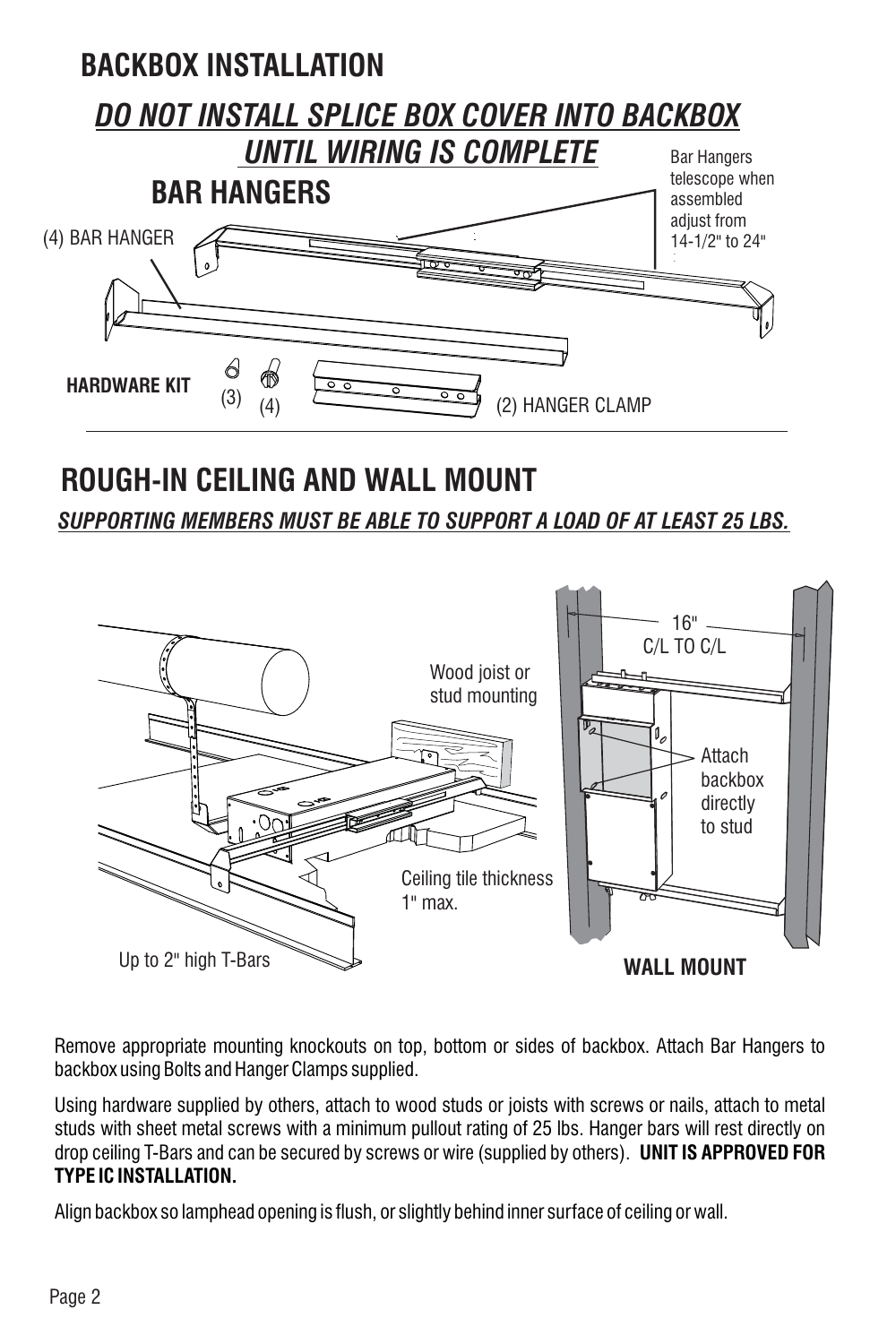# BACKBOX INSTALLATION

***DO NOT INSTALL SPLICE BOX COVER INTO BACKBOX UNTIL WIRING IS COMPLETE***

## BAR HANGERS

(4) BAR HANGER

Bar Hangers telescope when assembled adjust from 14-1/2" to 24"

**HARDWARE KIT** (3) (4) (2) HANGER CLAMP

# ROUGH-IN CEILING AND WALL MOUNT

***SUPPORTING MEMBERS MUST BE ABLE TO SUPPORT A LOAD OF AT LEAST 25 LBS.***

Wood joist or stud mounting

Ceiling tile thickness 1" max.

Up to 2" high T-Bars

16" C/L TO C/L

Attach backbox directly to stud

**WALL MOUNT**

Remove appropriate mounting knockouts on top, bottom or sides of backbox. Attach Bar Hangers to backbox using Bolts and Hanger Clamps supplied.

Using hardware supplied by others, attach to wood studs or joists with screws or nails, attach to metal studs with sheet metal screws with a minimum pullout rating of 25 lbs. Hanger bars will rest directly on drop ceiling T-Bars and can be secured by screws or wire (supplied by others). **UNIT IS APPROVED FOR TYPE IC INSTALLATION.**

Align backbox so lamphead opening is flush, or slightly behind inner surface of ceiling or wall.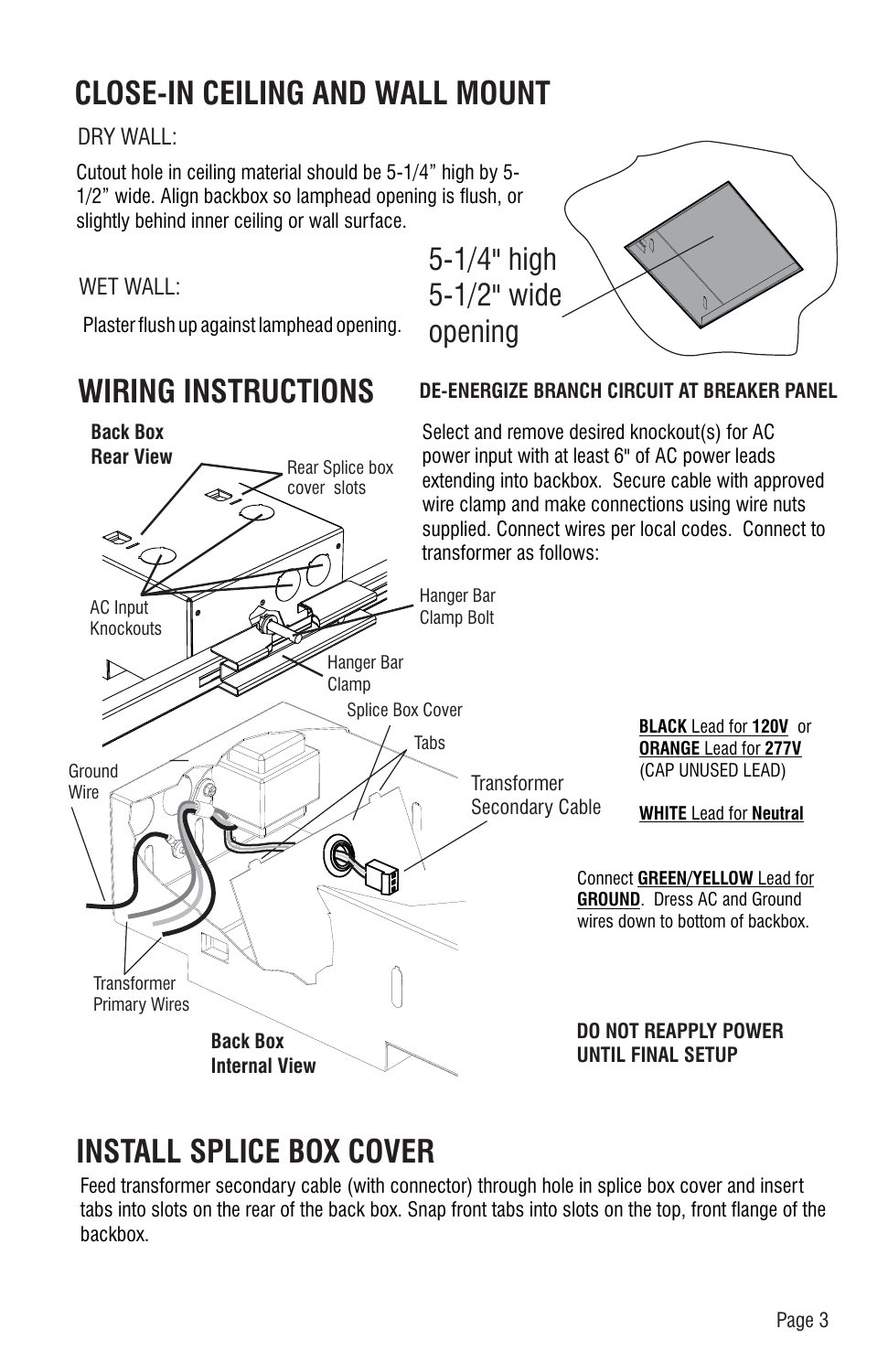# CLOSE-IN CEILING AND WALL MOUNT

DRY WALL:

Cutout hole in ceiling material should be 5-1/4" high by 5-1/2" wide. Align backbox so lamphead opening is flush, or slightly behind inner ceiling or wall surface.

5-1/4" high
5-1/2" wide
opening

WET WALL:

Plaster flush up against lamphead opening.

# WIRING INSTRUCTIONS

**DE-ENERGIZE BRANCH CIRCUIT AT BREAKER PANEL**

Select and remove desired knockout(s) for AC power input with at least 6" of AC power leads extending into backbox. Secure cable with approved wire clamp and make connections using wire nuts supplied. Connect wires per local codes. Connect to transformer as follows:

**Back Box Rear View**

Rear Splice box cover slots

AC Input Knockouts

Hanger Bar Clamp Bolt

Hanger Bar Clamp

Splice Box Cover

Tabs

Ground Wire

Transformer Secondary Cable

Transformer Primary Wires

**Back Box Internal View**

**BLACK** Lead for **120V** or
**ORANGE** Lead for **277V**
(CAP UNUSED LEAD)

**WHITE** Lead for **Neutral**

Connect **GREEN/YELLOW** Lead for **GROUND**. Dress AC and Ground wires down to bottom of backbox.

**DO NOT REAPPLY POWER UNTIL FINAL SETUP**

# INSTALL SPLICE BOX COVER

Feed transformer secondary cable (with connector) through hole in splice box cover and insert tabs into slots on the rear of the back box. Snap front tabs into slots on the top, front flange of the backbox.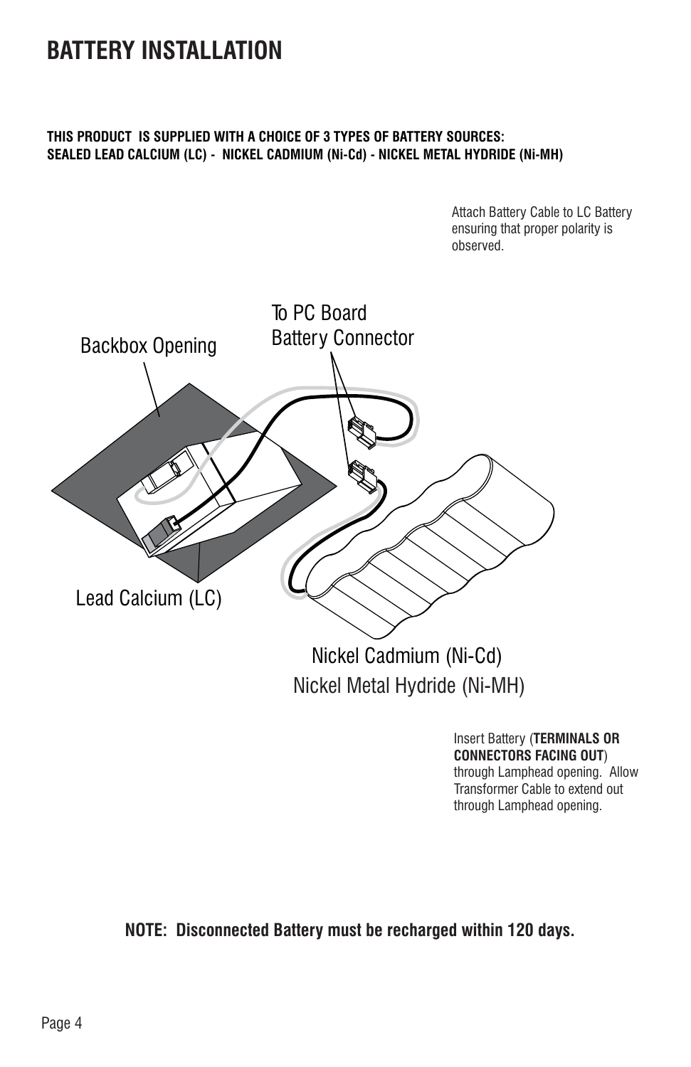# BATTERY INSTALLATION

**THIS PRODUCT IS SUPPLIED WITH A CHOICE OF 3 TYPES OF BATTERY SOURCES:
SEALED LEAD CALCIUM (LC) - NICKEL CADMIUM (Ni-Cd) - NICKEL METAL HYDRIDE (Ni-MH)**

Attach Battery Cable to LC Battery ensuring that proper polarity is observed.

Backbox Opening

To PC Board Battery Connector

Lead Calcium (LC)

Nickel Cadmium (Ni-Cd)
Nickel Metal Hydride (Ni-MH)

Insert Battery (**TERMINALS OR CONNECTORS FACING OUT**) through Lamphead opening. Allow Transformer Cable to extend out through Lamphead opening.

**NOTE: Disconnected Battery must be recharged within 120 days.**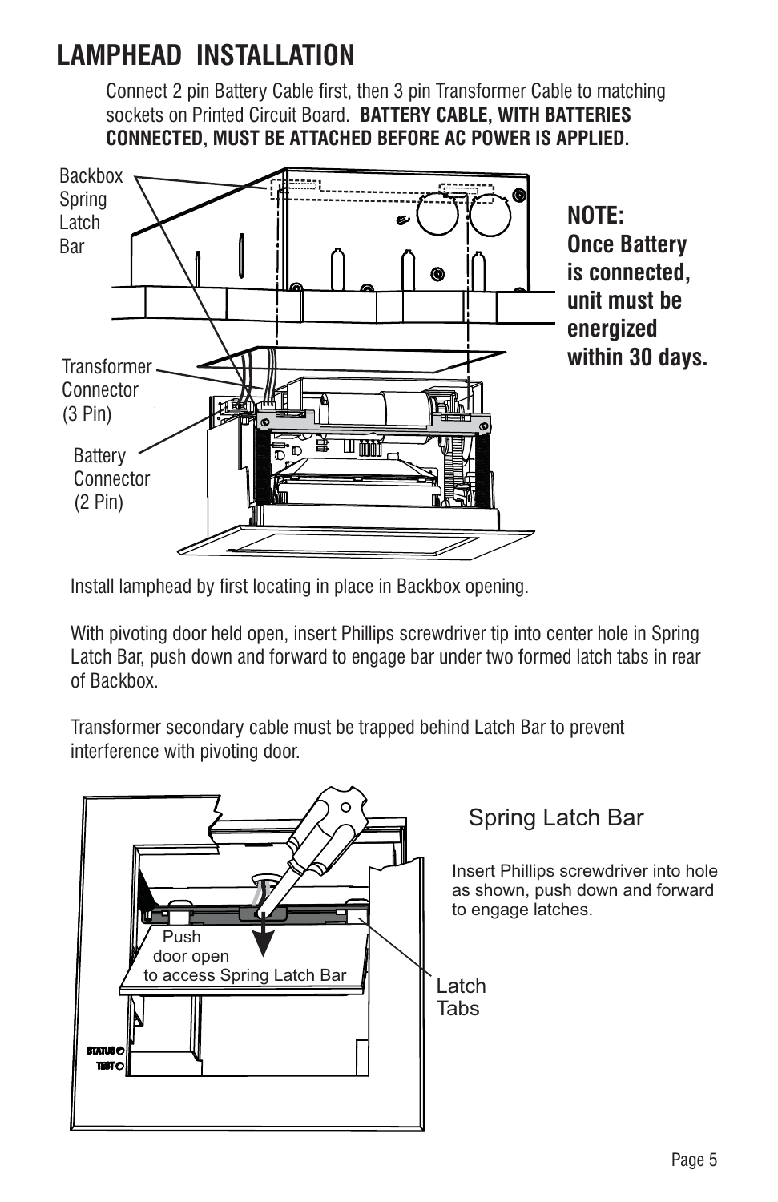# LAMPHEAD INSTALLATION

Connect 2 pin Battery Cable first, then 3 pin Transformer Cable to matching sockets on Printed Circuit Board. **BATTERY CABLE, WITH BATTERIES CONNECTED, MUST BE ATTACHED BEFORE AC POWER IS APPLIED.**

Backbox Spring Latch Bar

Transformer Connector (3 Pin)

Battery Connector (2 Pin)

**NOTE: Once Battery is connected, unit must be energized within 30 days.**

Install lamphead by first locating in place in Backbox opening.

With pivoting door held open, insert Phillips screwdriver tip into center hole in Spring Latch Bar, push down and forward to engage bar under two formed latch tabs in rear of Backbox.

Transformer secondary cable must be trapped behind Latch Bar to prevent interference with pivoting door.

Push door open to access Spring Latch Bar

STATUS

TEST

Latch Tabs

## Spring Latch Bar

Insert Phillips screwdriver into hole as shown, push down and forward to engage latches.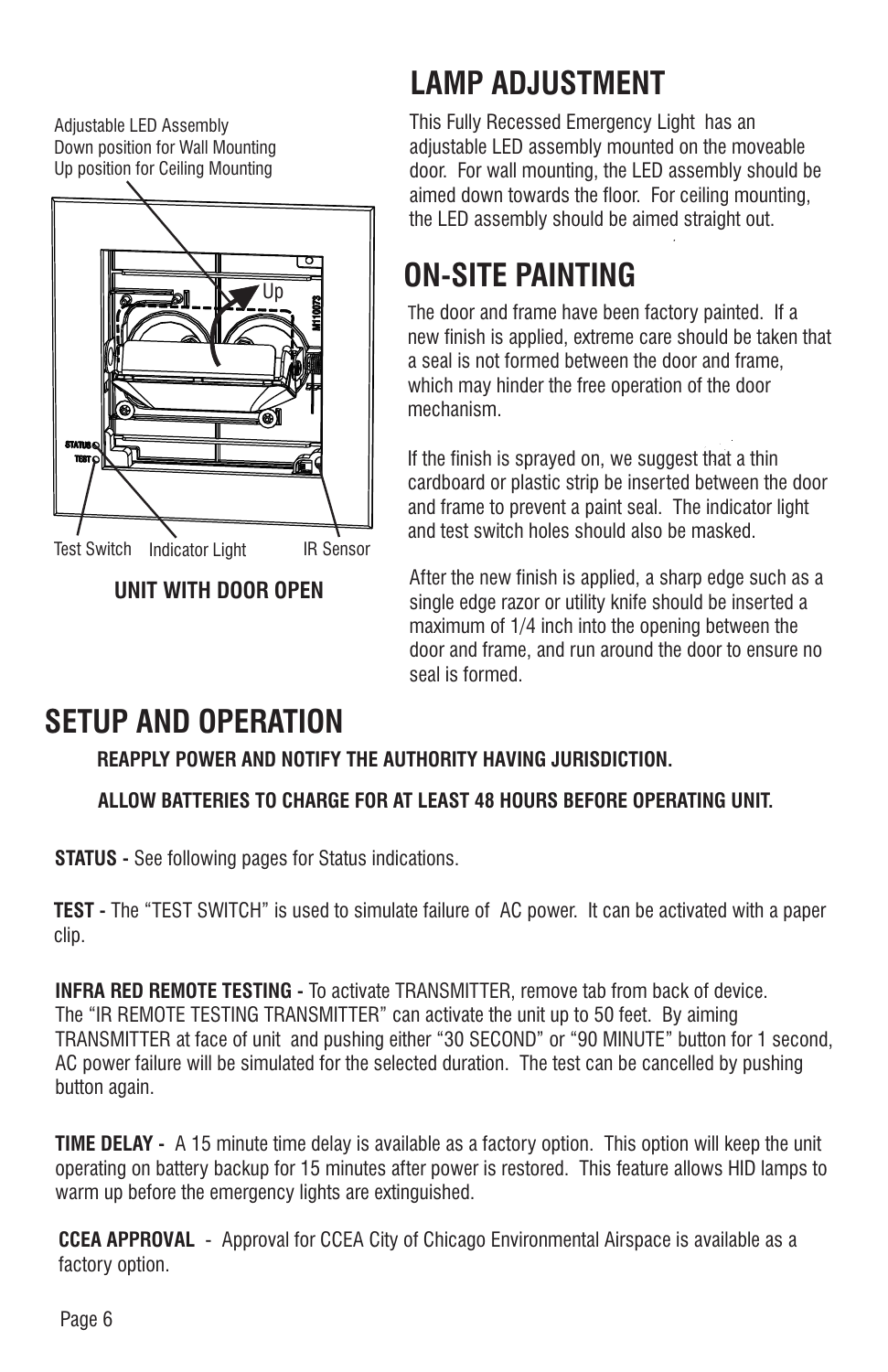Adjustable LED Assembly
Down position for Wall Mounting
Up position for Ceiling Mounting

Up

Test Switch | Indicator Light | IR Sensor

**UNIT WITH DOOR OPEN**

# LAMP ADJUSTMENT

This Fully Recessed Emergency Light has an adjustable LED assembly mounted on the moveable door. For wall mounting, the LED assembly should be aimed down towards the floor. For ceiling mounting, the LED assembly should be aimed straight out.

# ON-SITE PAINTING

The door and frame have been factory painted. If a new finish is applied, extreme care should be taken that a seal is not formed between the door and frame, which may hinder the free operation of the door mechanism.

If the finish is sprayed on, we suggest that a thin cardboard or plastic strip be inserted between the door and frame to prevent a paint seal. The indicator light and test switch holes should also be masked.

After the new finish is applied, a sharp edge such as a single edge razor or utility knife should be inserted a maximum of 1/4 inch into the opening between the door and frame, and run around the door to ensure no seal is formed.

# SETUP AND OPERATION

**REAPPLY POWER AND NOTIFY THE AUTHORITY HAVING JURISDICTION.**

**ALLOW BATTERIES TO CHARGE FOR AT LEAST 48 HOURS BEFORE OPERATING UNIT.**

**STATUS -** See following pages for Status indications.

**TEST -** The "TEST SWITCH" is used to simulate failure of AC power. It can be activated with a paper clip.

**INFRA RED REMOTE TESTING -** To activate TRANSMITTER, remove tab from back of device. The "IR REMOTE TESTING TRANSMITTER" can activate the unit up to 50 feet. By aiming TRANSMITTER at face of unit and pushing either "30 SECOND" or "90 MINUTE" button for 1 second, AC power failure will be simulated for the selected duration. The test can be cancelled by pushing button again.

**TIME DELAY -** A 15 minute time delay is available as a factory option. This option will keep the unit operating on battery backup for 15 minutes after power is restored. This feature allows HID lamps to warm up before the emergency lights are extinguished.

**CCEA APPROVAL** - Approval for CCEA City of Chicago Environmental Airspace is available as a factory option.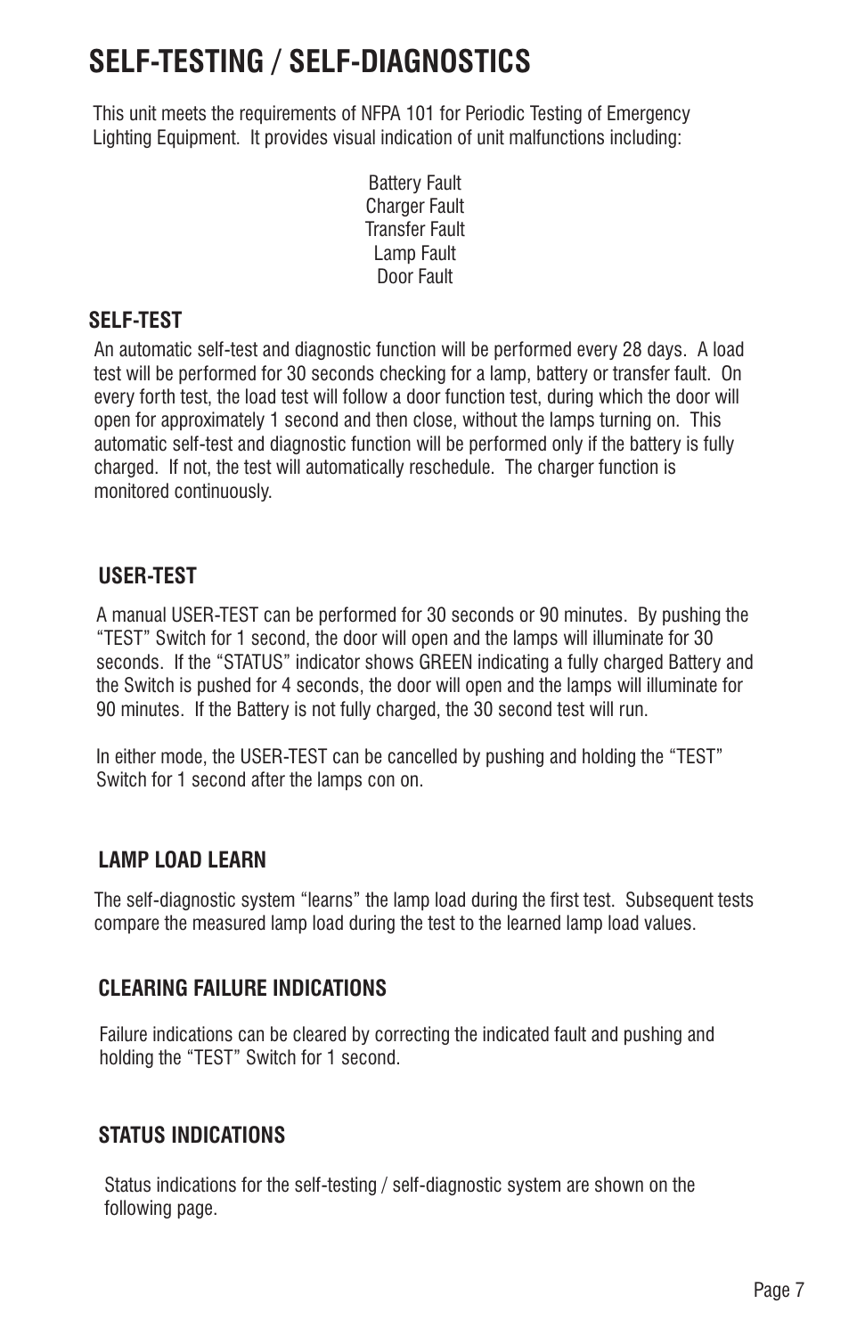# SELF-TESTING / SELF-DIAGNOSTICS

This unit meets the requirements of NFPA 101 for Periodic Testing of Emergency Lighting Equipment. It provides visual indication of unit malfunctions including:

Battery Fault
Charger Fault
Transfer Fault
Lamp Fault
Door Fault

### SELF-TEST

An automatic self-test and diagnostic function will be performed every 28 days. A load test will be performed for 30 seconds checking for a lamp, battery or transfer fault. On every forth test, the load test will follow a door function test, during which the door will open for approximately 1 second and then close, without the lamps turning on. This automatic self-test and diagnostic function will be performed only if the battery is fully charged. If not, the test will automatically reschedule. The charger function is monitored continuously.

### USER-TEST

A manual USER-TEST can be performed for 30 seconds or 90 minutes. By pushing the "TEST" Switch for 1 second, the door will open and the lamps will illuminate for 30 seconds. If the "STATUS" indicator shows GREEN indicating a fully charged Battery and the Switch is pushed for 4 seconds, the door will open and the lamps will illuminate for 90 minutes. If the Battery is not fully charged, the 30 second test will run.

In either mode, the USER-TEST can be cancelled by pushing and holding the "TEST" Switch for 1 second after the lamps con on.

### LAMP LOAD LEARN

The self-diagnostic system "learns" the lamp load during the first test. Subsequent tests compare the measured lamp load during the test to the learned lamp load values.

### CLEARING FAILURE INDICATIONS

Failure indications can be cleared by correcting the indicated fault and pushing and holding the "TEST" Switch for 1 second.

### STATUS INDICATIONS

Status indications for the self-testing / self-diagnostic system are shown on the following page.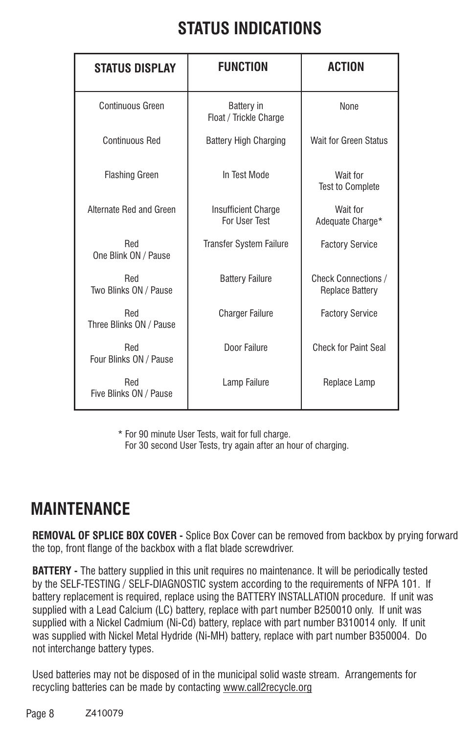# STATUS INDICATIONS

| STATUS DISPLAY | FUNCTION | ACTION |
|---|---|---|
| Continuous Green | Battery in Float / Trickle Charge | None |
| Continuous Red | Battery High Charging | Wait for Green Status |
| Flashing Green | In Test Mode | Wait for Test to Complete |
| Alternate Red and Green | Insufficient Charge For User Test | Wait for Adequate Charge* |
| Red One Blink ON / Pause | Transfer System Failure | Factory Service |
| Red Two Blinks ON / Pause | Battery Failure | Check Connections / Replace Battery |
| Red Three Blinks ON / Pause | Charger Failure | Factory Service |
| Red Four Blinks ON / Pause | Door Failure | Check for Paint Seal |
| Red Five Blinks ON / Pause | Lamp Failure | Replace Lamp |

\* For 90 minute User Tests, wait for full charge.
For 30 second User Tests, try again after an hour of charging.

# MAINTENANCE

**REMOVAL OF SPLICE BOX COVER -** Splice Box Cover can be removed from backbox by prying forward the top, front flange of the backbox with a flat blade screwdriver.

**BATTERY -** The battery supplied in this unit requires no maintenance. It will be periodically tested by the SELF-TESTING / SELF-DIAGNOSTIC system according to the requirements of NFPA 101. If battery replacement is required, replace using the BATTERY INSTALLATION procedure. If unit was supplied with a Lead Calcium (LC) battery, replace with part number B250010 only. If unit was supplied with a Nickel Cadmium (Ni-Cd) battery, replace with part number B310014 only. If unit was supplied with Nickel Metal Hydride (Ni-MH) battery, replace with part number B350004. Do not interchange battery types.

Used batteries may not be disposed of in the municipal solid waste stream. Arrangements for recycling batteries can be made by contacting www.call2recycle.org

Z410079